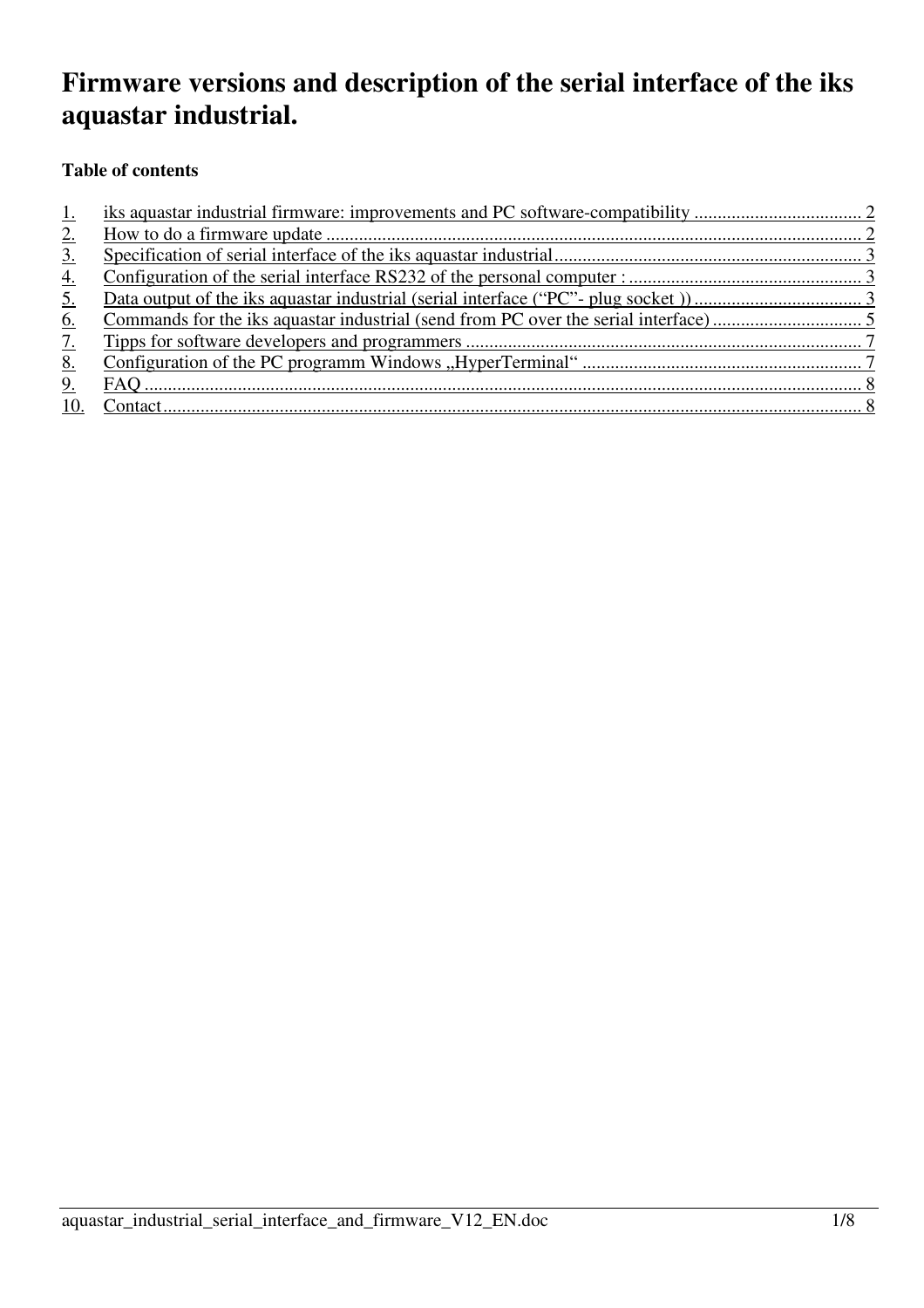# Firmware versions and description of the serial interface of the iks aquastar industrial.

**Table of contents**

1. iks aquastar industrial firmware: improvements and PC software-compatibility .................................... 2
2. How to do a firmware update .................................................................................................................... 2
3. Specification of serial interface of the iks aquastar industrial.................................................................. 3
4. Configuration of the serial interface RS232 of the personal computer : .................................................. 3
5. Data output of the iks aquastar industrial (serial interface ("PC"- plug socket )) .................................... 3
6. Commands for the iks aquastar industrial (send from PC over the serial interface) ................................ 5
7. Tipps for software developers and programmers ..................................................................................... 7
8. Configuration of the PC programm Windows „HyperTerminal" ............................................................ 7
9. FAQ .......................................................................................................................................................... 8
10. Contact...................................................................................................................................................... 8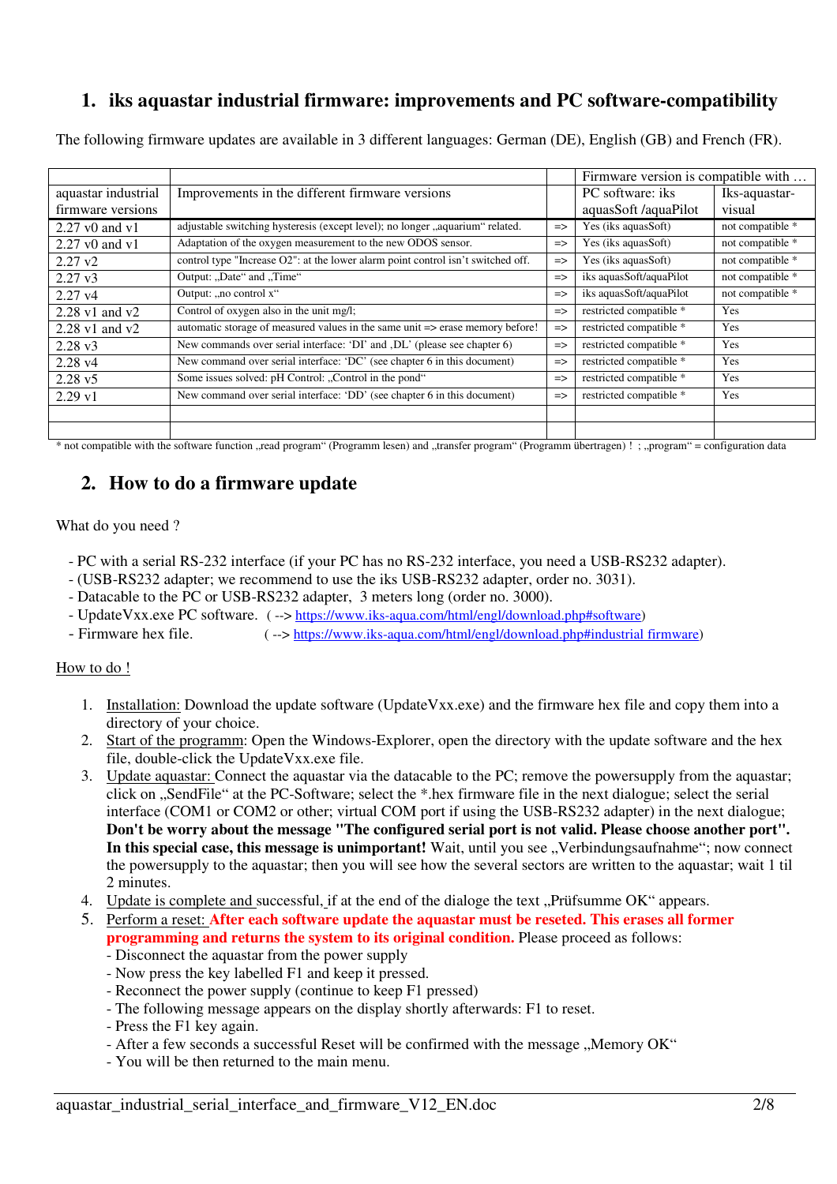## 1. iks aquastar industrial firmware: improvements and PC software-compatibility

The following firmware updates are available in 3 different languages: German (DE), English (GB) and French (FR).

| | | | Firmware version is compatible with … | |
|---|---|---|---|---|
| aquastar industrial firmware versions | Improvements in the different firmware versions | | PC software: iks aquasSoft /aquaPilot | Iks-aquastar-visual |
| 2.27 v0 and v1 | adjustable switching hysteresis (except level); no longer „aquarium“ related. | => | Yes (iks aquasSoft) | not compatible * |
| 2.27 v0 and v1 | Adaptation of the oxygen measurement to the new ODOS sensor. | => | Yes (iks aquasSoft) | not compatible * |
| 2.27 v2 | control type "Increase O2": at the lower alarm point control isn't switched off. | => | Yes (iks aquasSoft) | not compatible * |
| 2.27 v3 | Output: „Date“ and „Time“ | => | iks aquasSoft/aquaPilot | not compatible * |
| 2.27 v4 | Output: „no control x“ | => | iks aquasSoft/aquaPilot | not compatible * |
| 2.28 v1 and v2 | Control of oxygen also in the unit mg/l; | => | restricted compatible * | Yes |
| 2.28 v1 and v2 | automatic storage of measured values in the same unit => erase memory before! | => | restricted compatible * | Yes |
| 2.28 v3 | New commands over serial interface: 'DI' and ,DL' (please see chapter 6) | => | restricted compatible * | Yes |
| 2.28 v4 | New command over serial interface: 'DC' (see chapter 6 in this document) | => | restricted compatible * | Yes |
| 2.28 v5 | Some issues solved: pH Control: „Control in the pond“ | => | restricted compatible * | Yes |
| 2.29 v1 | New command over serial interface: 'DD' (see chapter 6 in this document) | => | restricted compatible * | Yes |
| | | | | |
| | | | | |

* not compatible with the software function „read program“ (Programm lesen) and „transfer program“ (Programm übertragen) ! ; „program“ = configuration data

## 2. How to do a firmware update

What do you need ?

- PC with a serial RS-232 interface (if your PC has no RS-232 interface, you need a USB-RS232 adapter).
- (USB-RS232 adapter; we recommend to use the iks USB-RS232 adapter, order no. 3031).
- Datacable to the PC or USB-RS232 adapter, 3 meters long (order no. 3000).
- UpdateVxx.exe PC software. ( --> https://www.iks-aqua.com/html/engl/download.php#software)
- Firmware hex file. ( --> https://www.iks-aqua.com/html/engl/download.php#industrial firmware)

How to do !

1. Installation: Download the update software (UpdateVxx.exe) and the firmware hex file and copy them into a directory of your choice.
2. Start of the programm: Open the Windows-Explorer, open the directory with the update software and the hex file, double-click the UpdateVxx.exe file.
3. Update aquastar: Connect the aquastar via the datacable to the PC; remove the powersupply from the aquastar; click on „SendFile“ at the PC-Software; select the *.hex firmware file in the next dialogue; select the serial interface (COM1 or COM2 or other; virtual COM port if using the USB-RS232 adapter) in the next dialogue; **Don't be worry about the message "The configured serial port is not valid. Please choose another port". In this special case, this message is unimportant!** Wait, until you see „Verbindungsaufnahme“; now connect the powersupply to the aquastar; then you will see how the several sectors are written to the aquastar; wait 1 til 2 minutes.
4. Update is complete and successful, if at the end of the dialoge the text „Prüfsumme OK“ appears.
5. Perform a reset: **After each software update the aquastar must be reseted. This erases all former programming and returns the system to its original condition.** Please proceed as follows:
   - Disconnect the aquastar from the power supply
   - Now press the key labelled F1 and keep it pressed.
   - Reconnect the power supply (continue to keep F1 pressed)
   - The following message appears on the display shortly afterwards: F1 to reset.
   - Press the F1 key again.
   - After a few seconds a successful Reset will be confirmed with the message „Memory OK“
   - You will be then returned to the main menu.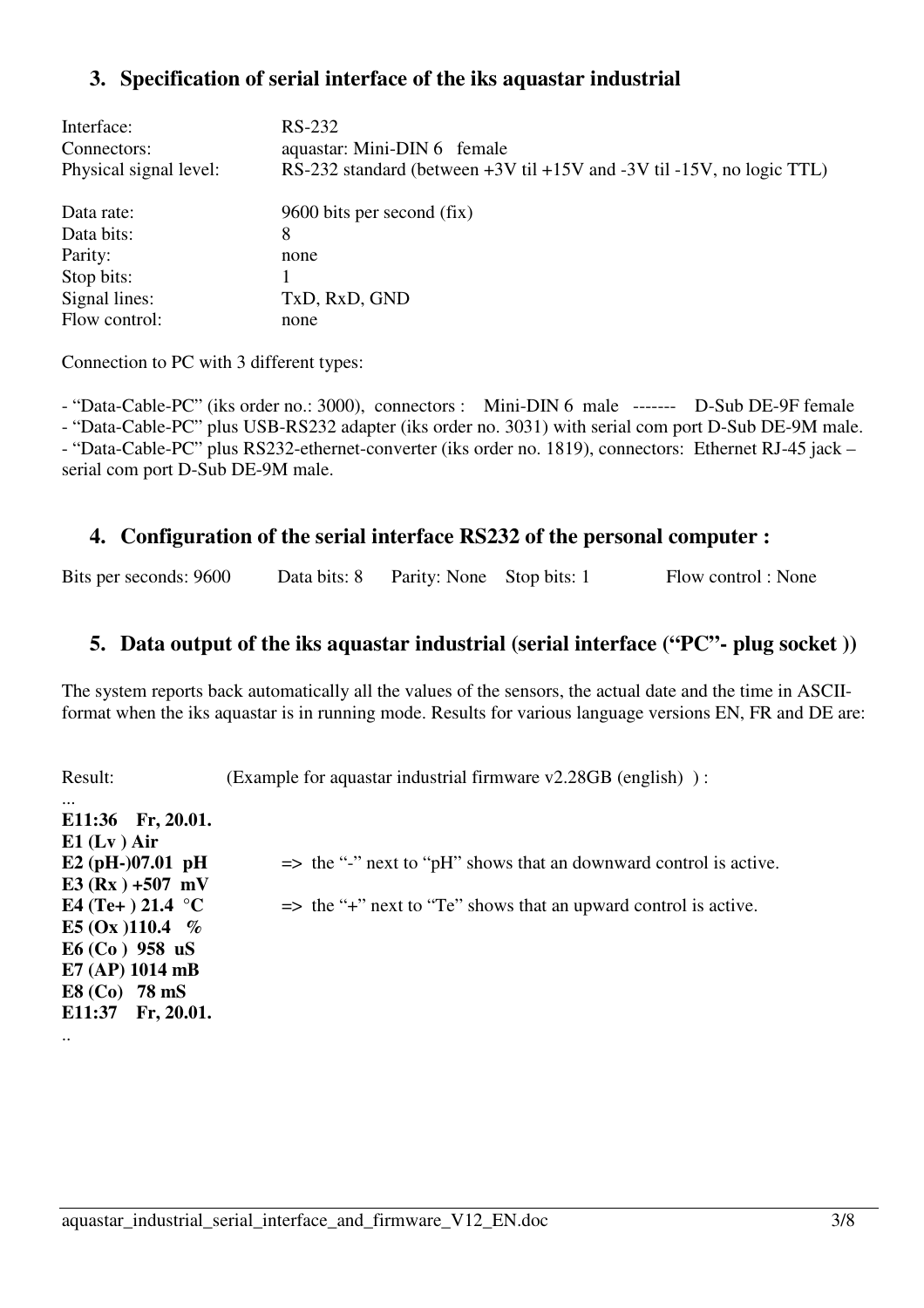## 3. Specification of serial interface of the iks aquastar industrial

| | |
|---|---|
| Interface: | RS-232 |
| Connectors: | aquastar: Mini-DIN 6 female |
| Physical signal level: | RS-232 standard (between +3V til +15V and -3V til -15V, no logic TTL) |
| Data rate: | 9600 bits per second (fix) |
| Data bits: | 8 |
| Parity: | none |
| Stop bits: | 1 |
| Signal lines: | TxD, RxD, GND |
| Flow control: | none |

Connection to PC with 3 different types:

- "Data-Cable-PC" (iks order no.: 3000), connectors : Mini-DIN 6 male ------- D-Sub DE-9F female
- "Data-Cable-PC" plus USB-RS232 adapter (iks order no. 3031) with serial com port D-Sub DE-9M male.
- "Data-Cable-PC" plus RS232-ethernet-converter (iks order no. 1819), connectors: Ethernet RJ-45 jack – serial com port D-Sub DE-9M male.

## 4. Configuration of the serial interface RS232 of the personal computer :

Bits per seconds: 9600 Data bits: 8 Parity: None Stop bits: 1 Flow control : None

## 5. Data output of the iks aquastar industrial (serial interface ("PC"- plug socket ))

The system reports back automatically all the values of the sensors, the actual date and the time in ASCII-format when the iks aquastar is in running mode. Results for various language versions EN, FR and DE are:

Result: (Example for aquastar industrial firmware v2.28GB (english) ) :

...
**E11:36 Fr, 20.01.**
**E1 (Lv ) Air**
**E2 (pH-)07.01 pH** => the "-" next to "pH" shows that an downward control is active.
**E3 (Rx ) +507 mV**
**E4 (Te+ ) 21.4 °C** => the "+" next to "Te" shows that an upward control is active.
**E5 (Ox )110.4 %**
**E6 (Co ) 958 uS**
**E7 (AP) 1014 mB**
**E8 (Co) 78 mS**
**E11:37 Fr, 20.01.**
..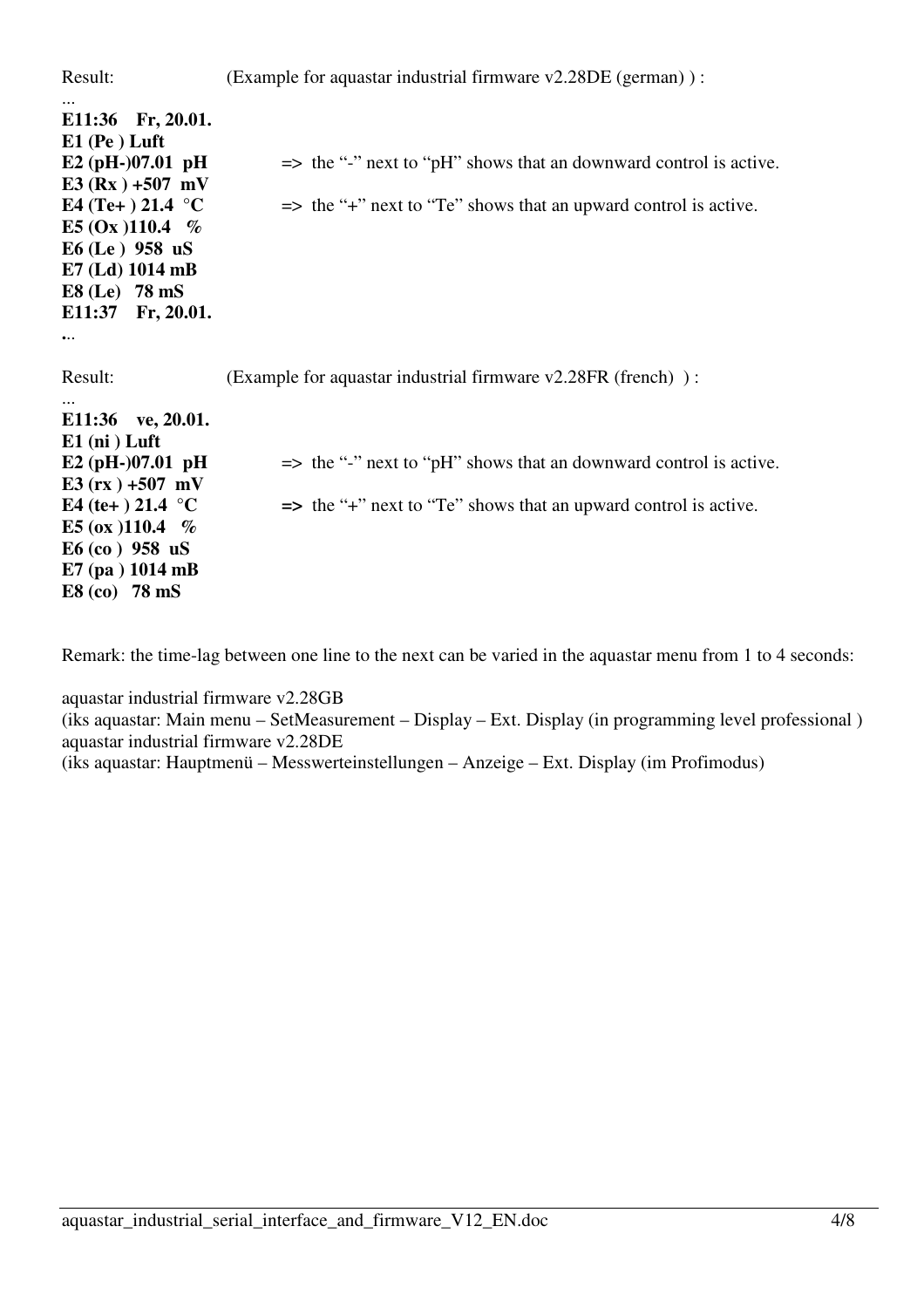Result: (Example for aquastar industrial firmware v2.28DE (german) ) :

...
**E11:36 Fr, 20.01.**
**E1 (Pe ) Luft**
**E2 (pH-)07.01 pH** => the "-" next to "pH" shows that an downward control is active.
**E3 (Rx ) +507 mV**
**E4 (Te+ ) 21.4 °C** => the "+" next to "Te" shows that an upward control is active.
**E5 (Ox )110.4 %**
**E6 (Le ) 958 uS**
**E7 (Ld) 1014 mB**
**E8 (Le) 78 mS**
**E11:37 Fr, 20.01.**
...

Result: (Example for aquastar industrial firmware v2.28FR (french) ) :

...
**E11:36 ve, 20.01.**
**E1 (ni ) Luft**
**E2 (pH-)07.01 pH** => the "-" next to "pH" shows that an downward control is active.
**E3 (rx ) +507 mV**
**E4 (te+ ) 21.4 °C** => the "+" next to "Te" shows that an upward control is active.
**E5 (ox )110.4 %**
**E6 (co ) 958 uS**
**E7 (pa ) 1014 mB**
**E8 (co) 78 mS**

Remark: the time-lag between one line to the next can be varied in the aquastar menu from 1 to 4 seconds:

aquastar industrial firmware v2.28GB
(iks aquastar: Main menu – SetMeasurement – Display – Ext. Display (in programming level professional )
aquastar industrial firmware v2.28DE
(iks aquastar: Hauptmenü – Messwerteinstellungen – Anzeige – Ext. Display (im Profimodus)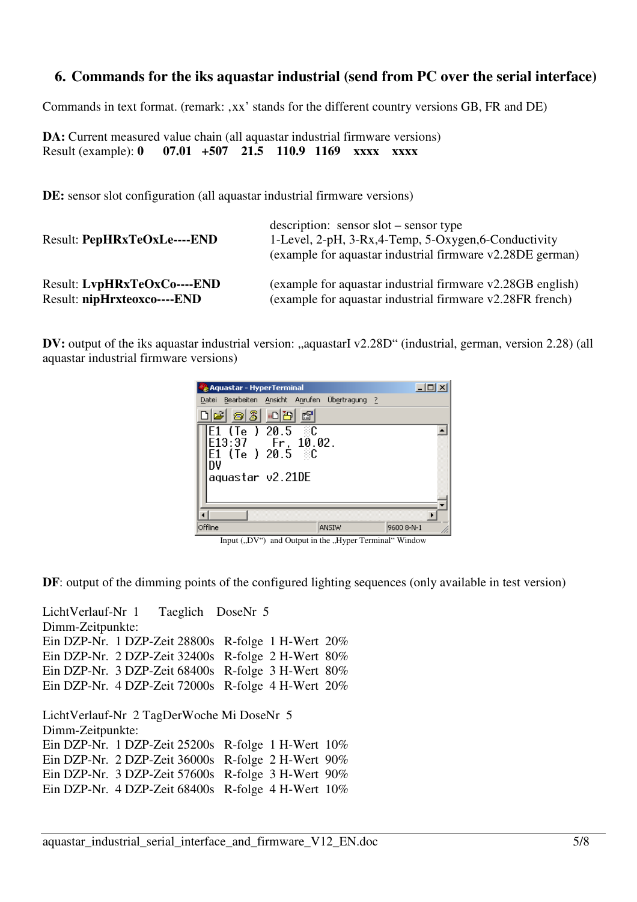## 6. Commands for the iks aquastar industrial (send from PC over the serial interface)

Commands in text format. (remark: ‚xx' stands for the different country versions GB, FR and DE)

**DA:** Current measured value chain (all aquastar industrial firmware versions)
Result (example): **0 07.01 +507 21.5 110.9 1169 xxxx xxxx**

**DE:** sensor slot configuration (all aquastar industrial firmware versions)

Result: **PepHRxTeOxLe----END**

description: sensor slot – sensor type
1-Level, 2-pH, 3-Rx,4-Temp, 5-Oxygen,6-Conductivity
(example for aquastar industrial firmware v2.28DE german)

Result: **LvpHRxTeOxCo----END** (example for aquastar industrial firmware v2.28GB english)
Result: **nipHrxteoxco----END** (example for aquastar industrial firmware v2.28FR french)

**DV:** output of the iks aquastar industrial version: „aquastarI v2.28D" (industrial, german, version 2.28) (all aquastar industrial firmware versions)

```
E1 (Te ) 20.5  ░C
E13:37    Fr, 10.02.
E1 (Te ) 20.5  ░C
DV
aquastar v2.21DE
```

Input („DV") and Output in the „Hyper Terminal" Window

**DF**: output of the dimming points of the configured lighting sequences (only available in test version)

LichtVerlauf-Nr 1 Taeglich DoseNr 5
Dimm-Zeitpunkte:
Ein DZP-Nr. 1 DZP-Zeit 28800s R-folge 1 H-Wert 20%
Ein DZP-Nr. 2 DZP-Zeit 32400s R-folge 2 H-Wert 80%
Ein DZP-Nr. 3 DZP-Zeit 68400s R-folge 3 H-Wert 80%
Ein DZP-Nr. 4 DZP-Zeit 72000s R-folge 4 H-Wert 20%

LichtVerlauf-Nr 2 TagDerWoche Mi DoseNr 5
Dimm-Zeitpunkte:
Ein DZP-Nr. 1 DZP-Zeit 25200s R-folge 1 H-Wert 10%
Ein DZP-Nr. 2 DZP-Zeit 36000s R-folge 2 H-Wert 90%
Ein DZP-Nr. 3 DZP-Zeit 57600s R-folge 3 H-Wert 90%
Ein DZP-Nr. 4 DZP-Zeit 68400s R-folge 4 H-Wert 10%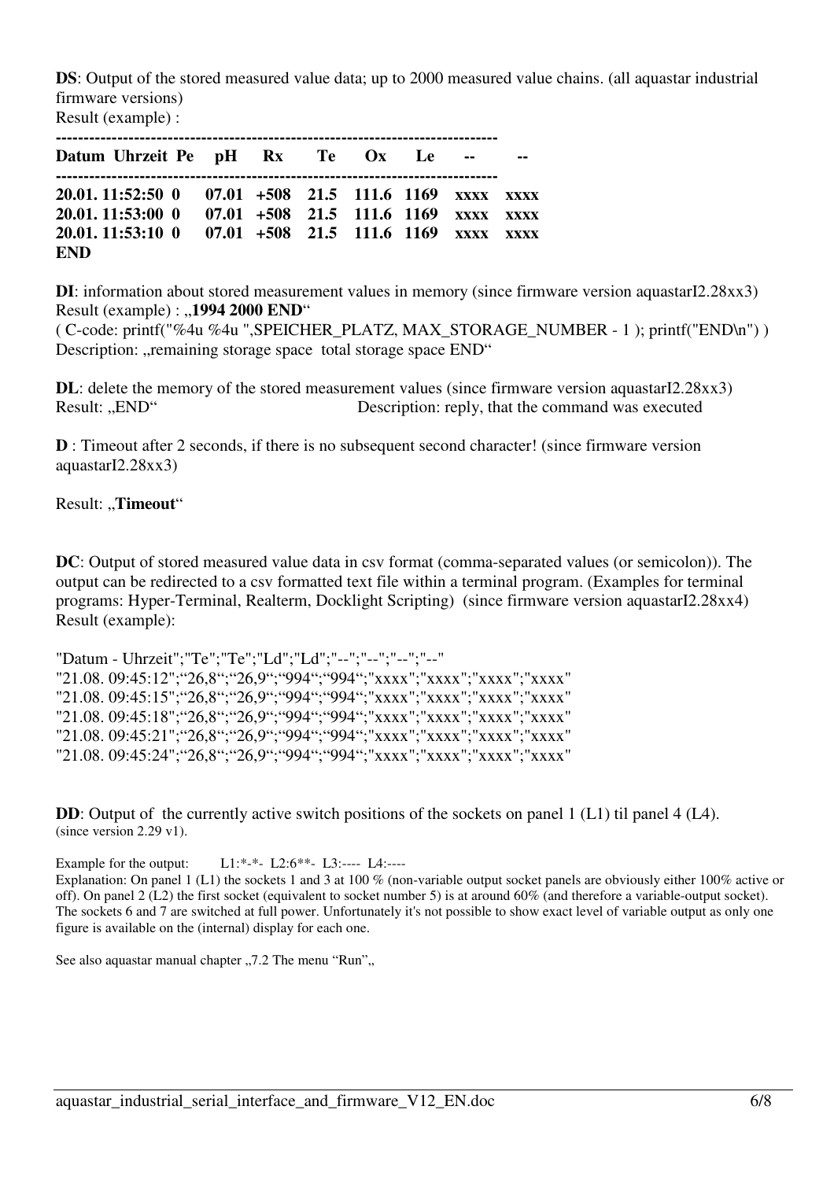**DS**: Output of the stored measured value data; up to 2000 measured value chains. (all aquastar industrial firmware versions)
Result (example) :

```
---------------------------------------------------------------------------
Datum Uhrzeit Pe   pH    Rx    Te    Ox    Le    --    --
---------------------------------------------------------------------------
20.01. 11:52:50 0   07.01  +508  21.5  111.6  1169  xxxx  xxxx
20.01. 11:53:00 0   07.01  +508  21.5  111.6  1169  xxxx  xxxx
20.01. 11:53:10 0   07.01  +508  21.5  111.6  1169  xxxx  xxxx
END
```

**DI**: information about stored measurement values in memory (since firmware version aquastarI2.28xx3)
Result (example) : „**1994 2000 END**"
( C-code: printf("%4u %4u ",SPEICHER_PLATZ, MAX_STORAGE_NUMBER - 1 ); printf("END\n") )
Description: „remaining storage space total storage space END"

**DL**: delete the memory of the stored measurement values (since firmware version aquastarI2.28xx3)
Result: „END" Description: reply, that the command was executed

**D** : Timeout after 2 seconds, if there is no subsequent second character! (since firmware version aquastarI2.28xx3)

Result: „**Timeout**"

**DC**: Output of stored measured value data in csv format (comma-separated values (or semicolon)). The output can be redirected to a csv formatted text file within a terminal program. (Examples for terminal programs: Hyper-Terminal, Realterm, Docklight Scripting) (since firmware version aquastarI2.28xx4)
Result (example):

```
"Datum - Uhrzeit";"Te";"Te";"Ld";"Ld";"--";"--";"--";"--"
"21.08. 09:45:12";"26,8";"26,9";"994";"994";"xxxx";"xxxx";"xxxx";"xxxx"
"21.08. 09:45:15";"26,8";"26,9";"994";"994";"xxxx";"xxxx";"xxxx";"xxxx"
"21.08. 09:45:18";"26,8";"26,9";"994";"994";"xxxx";"xxxx";"xxxx";"xxxx"
"21.08. 09:45:21";"26,8";"26,9";"994";"994";"xxxx";"xxxx";"xxxx";"xxxx"
"21.08. 09:45:24";"26,8";"26,9";"994";"994";"xxxx";"xxxx";"xxxx";"xxxx"
```

**DD**: Output of the currently active switch positions of the sockets on panel 1 (L1) til panel 4 (L4). (since version 2.29 v1).

Example for the output: L1:*-*- L2:6**- L3:---- L4:----
Explanation: On panel 1 (L1) the sockets 1 and 3 at 100 % (non-variable output socket panels are obviously either 100% active or off). On panel 2 (L2) the first socket (equivalent to socket number 5) is at around 60% (and therefore a variable-output socket). The sockets 6 and 7 are switched at full power. Unfortunately it's not possible to show exact level of variable output as only one figure is available on the (internal) display for each one.

See also aquastar manual chapter „7.2 The menu "Run"„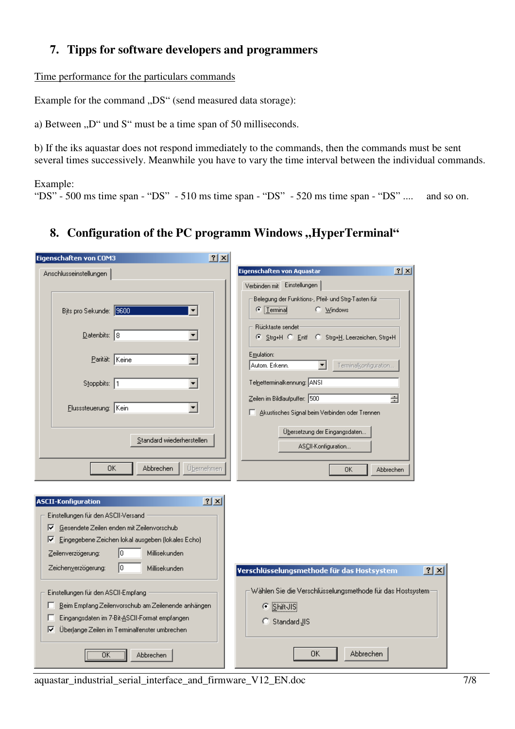## 7. Tipps for software developers and programmers

Time performance for the particulars commands

Example for the command „DS“ (send measured data storage):

a) Between „D“ und S“ must be a time span of 50 milliseconds.

b) If the iks aquastar does not respond immediately to the commands, then the commands must be sent several times successively. Meanwhile you have to vary the time interval between the individual commands.

Example:
“DS” - 500 ms time span - “DS” - 510 ms time span - “DS” - 520 ms time span - “DS” .... and so on.

## 8. Configuration of the PC programm Windows „HyperTerminal“

**Eigenschaften von COM3**

Anschlusseinstellungen

- Bits pro Sekunde: 9600
- Datenbits: 8
- Parität: Keine
- Stoppbits: 1
- Flusssteuerung: Kein

Standard wiederherstellen

OK | Abbrechen | Übernehmen

**Eigenschaften von Aquastar**

Verbinden mit | Einstellungen

- Belegung der Funktions-, Pfeil- und Strg-Tasten für: (•) Terminal ( ) Windows
- Rücktaste sendet: (•) Strg+H ( ) Entf ( ) Strg+H, Leerzeichen, Strg+H
- Emulation: Autom. Erkenn. — Terminalkonfiguration...
- Telnetterminalkennung: ANSI
- Zeilen im Bildlaufpuffer: 500
- [ ] Akustisches Signal beim Verbinden oder Trennen

Übersetzung der Eingangsdaten...

ASCII-Konfiguration...

OK | Abbrechen

**ASCII-Konfiguration**

Einstellungen für den ASCII-Versand

- [x] Gesendete Zeilen enden mit Zeilenvorschub
- [x] Eingegebene Zeichen lokal ausgeben (lokales Echo)
- Zeilenverzögerung: 0 Millisekunden
- Zeichenverzögerung: 0 Millisekunden

Einstellungen für den ASCII-Empfang

- [ ] Beim Empfang Zeilenvorschub am Zeilenende anhängen
- [ ] Eingangsdaten im 7-Bit-ASCII-Format empfangen
- [x] Überlange Zeilen im Terminalfenster umbrechen

OK | Abbrechen

**Verschlüsselungsmethode für das Hostsystem**

Wählen Sie die Verschlüsselungsmethode für das Hostsystem

- (•) Shift-JIS
- ( ) Standard JIS

OK | Abbrechen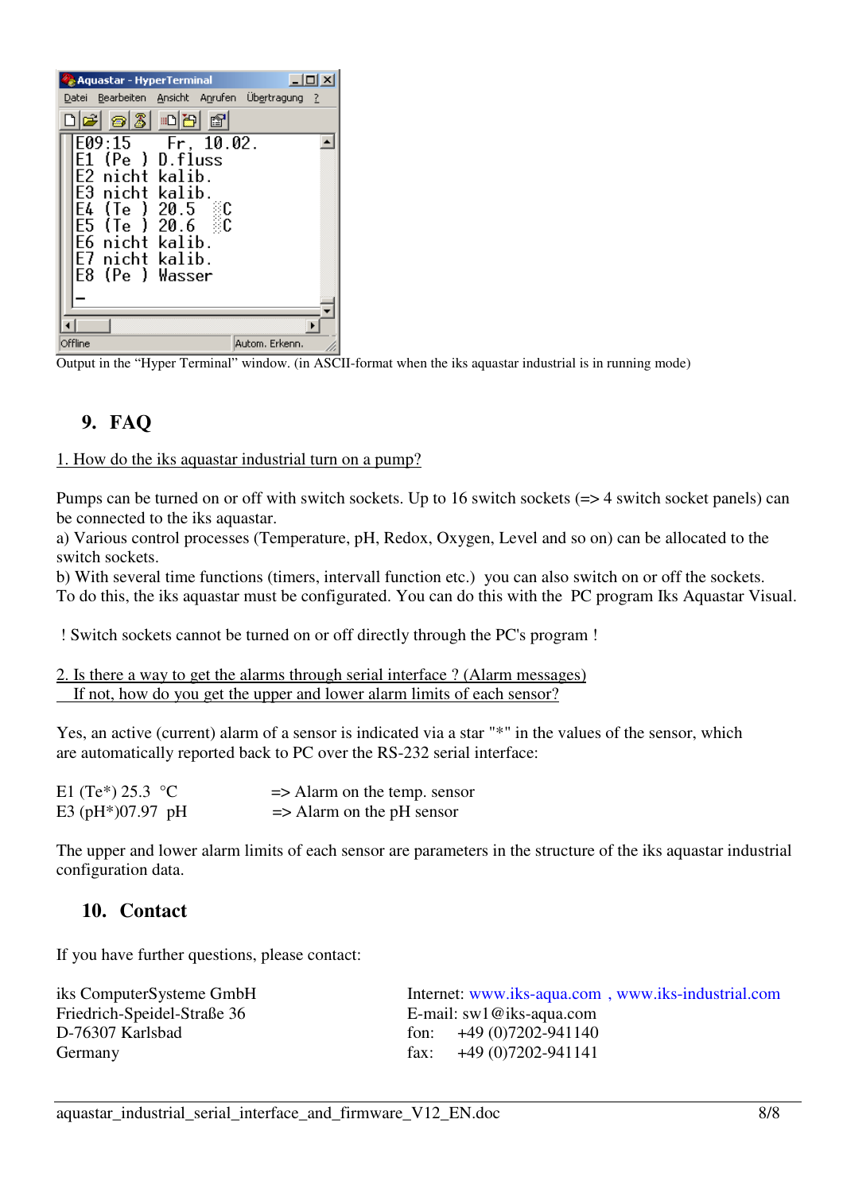```
E09:15     Fr, 10.02.
E1 (Pe ) D.fluss
E2 nicht kalib.
E3 nicht kalib.
E4 (Te ) 20.5   °C
E5 (Te ) 20.6   °C
E6 nicht kalib.
E7 nicht kalib.
E8 (Pe ) Wasser
```

Output in the "Hyper Terminal" window. (in ASCII-format when the iks aquastar industrial is in running mode)

## 9. FAQ

1. How do the iks aquastar industrial turn on a pump?

Pumps can be turned on or off with switch sockets. Up to 16 switch sockets (=> 4 switch socket panels) can be connected to the iks aquastar.
a) Various control processes (Temperature, pH, Redox, Oxygen, Level and so on) can be allocated to the switch sockets.
b) With several time functions (timers, intervall function etc.) you can also switch on or off the sockets.
To do this, the iks aquastar must be configurated. You can do this with the PC program Iks Aquastar Visual.

! Switch sockets cannot be turned on or off directly through the PC's program !

2. Is there a way to get the alarms through serial interface ? (Alarm messages)
If not, how do you get the upper and lower alarm limits of each sensor?

Yes, an active (current) alarm of a sensor is indicated via a star "*" in the values of the sensor, which are automatically reported back to PC over the RS-232 serial interface:

E1 (Te*) 25.3 °C => Alarm on the temp. sensor
E3 (pH*)07.97 pH => Alarm on the pH sensor

The upper and lower alarm limits of each sensor are parameters in the structure of the iks aquastar industrial configuration data.

## 10. Contact

If you have further questions, please contact:

iks ComputerSysteme GmbH
Friedrich-Speidel-Straße 36
D-76307 Karlsbad
Germany

Internet: www.iks-aqua.com , www.iks-industrial.com
E-mail: sw1@iks-aqua.com
fon: +49 (0)7202-941140
fax: +49 (0)7202-941141